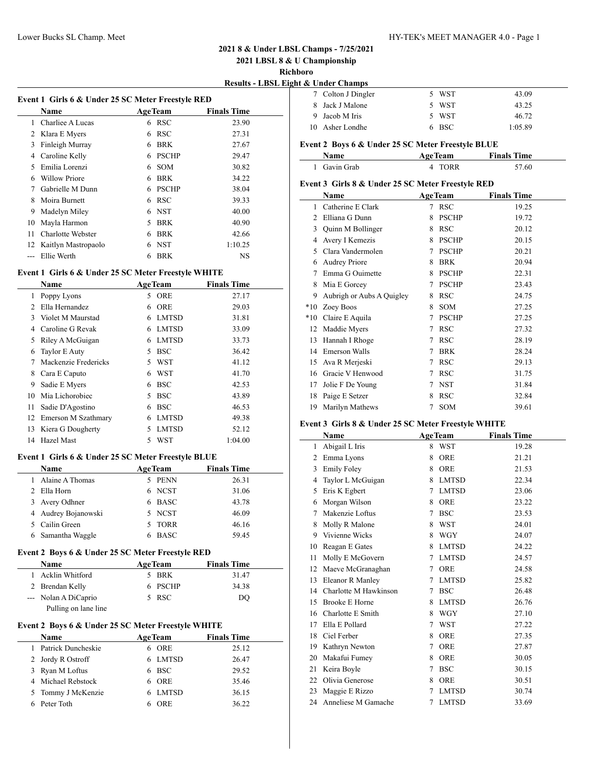**2021 8 & Under LBSL Champs - 7/25/2021**
**2021 LBSL 8 & U Championship**
**Richboro**
**Results - LBSL Eight & Under Champs**

### Event 1 Girls 6 & Under 25 SC Meter Freestyle RED

| | Name | Age | Team | Finals Time |
|---|---|---|---|---|
| 1 | Charliee A Lucas | 6 | RSC | 23.90 |
| 2 | Klara E Myers | 6 | RSC | 27.31 |
| 3 | Finleigh Murray | 6 | BRK | 27.67 |
| 4 | Caroline Kelly | 6 | PSCHP | 29.47 |
| 5 | Emilia Lorenzi | 6 | SOM | 30.82 |
| 6 | Willow Priore | 6 | BRK | 34.22 |
| 7 | Gabrielle M Dunn | 6 | PSCHP | 38.04 |
| 8 | Moira Burnett | 6 | RSC | 39.33 |
| 9 | Madelyn Miley | 6 | NST | 40.00 |
| 10 | Mayla Harmon | 5 | BRK | 40.90 |
| 11 | Charlotte Webster | 6 | BRK | 42.66 |
| 12 | Kaitlyn Mastropaolo | 6 | NST | 1:10.25 |
| --- | Ellie Werth | 6 | BRK | NS |

### Event 1 Girls 6 & Under 25 SC Meter Freestyle WHITE

| | Name | Age | Team | Finals Time |
|---|---|---|---|---|
| 1 | Poppy Lyons | 5 | ORE | 27.17 |
| 2 | Ella Hernandez | 6 | ORE | 29.03 |
| 3 | Violet M Maurstad | 6 | LMTSD | 31.81 |
| 4 | Caroline G Revak | 6 | LMTSD | 33.09 |
| 5 | Riley A McGuigan | 6 | LMTSD | 33.73 |
| 6 | Taylor E Auty | 5 | BSC | 36.42 |
| 7 | Mackenzie Fredericks | 5 | WST | 41.12 |
| 8 | Cara E Caputo | 6 | WST | 41.70 |
| 9 | Sadie E Myers | 6 | BSC | 42.53 |
| 10 | Mia Lichorobiec | 5 | BSC | 43.89 |
| 11 | Sadie D'Agostino | 6 | BSC | 46.53 |
| 12 | Emerson M Szathmary | 6 | LMTSD | 49.38 |
| 13 | Kiera G Dougherty | 5 | LMTSD | 52.12 |
| 14 | Hazel Mast | 5 | WST | 1:04.00 |

### Event 1 Girls 6 & Under 25 SC Meter Freestyle BLUE

| | Name | Age | Team | Finals Time |
|---|---|---|---|---|
| 1 | Alaine A Thomas | 5 | PENN | 26.31 |
| 2 | Ella Horn | 6 | NCST | 31.06 |
| 3 | Avery Odhner | 6 | BASC | 43.78 |
| 4 | Audrey Bojanowski | 5 | NCST | 46.09 |
| 5 | Cailin Green | 5 | TORR | 46.16 |
| 6 | Samantha Waggle | 6 | BASC | 59.45 |

### Event 2 Boys 6 & Under 25 SC Meter Freestyle RED

| | Name | Age | Team | Finals Time |
|---|---|---|---|---|
| 1 | Acklin Whitford | 5 | BRK | 31.47 |
| 2 | Brendan Kelly | 6 | PSCHP | 34.38 |
| --- | Nolan A DiCaprio | 5 | RSC | DQ |
| | Pulling on lane line | | | |

### Event 2 Boys 6 & Under 25 SC Meter Freestyle WHITE

| | Name | Age | Team | Finals Time |
|---|---|---|---|---|
| 1 | Patrick Duncheskie | 6 | ORE | 25.12 |
| 2 | Jordy R Ostroff | 6 | LMTSD | 26.47 |
| 3 | Ryan M Loftus | 6 | BSC | 29.52 |
| 4 | Michael Rebstock | 6 | ORE | 35.46 |
| 5 | Tommy J McKenzie | 6 | LMTSD | 36.15 |
| 6 | Peter Toth | 6 | ORE | 36.22 |
| 7 | Colton J Dingler | 5 | WST | 43.09 |
| 8 | Jack J Malone | 5 | WST | 43.25 |
| 9 | Jacob M Iris | 5 | WST | 46.72 |
| 10 | Asher Londhe | 6 | BSC | 1:05.89 |

### Event 2 Boys 6 & Under 25 SC Meter Freestyle BLUE

| | Name | Age | Team | Finals Time |
|---|---|---|---|---|
| 1 | Gavin Grab | 4 | TORR | 57.60 |

### Event 3 Girls 8 & Under 25 SC Meter Freestyle RED

| | Name | Age | Team | Finals Time |
|---|---|---|---|---|
| 1 | Catherine E Clark | 7 | RSC | 19.25 |
| 2 | Elliana G Dunn | 8 | PSCHP | 19.72 |
| 3 | Quinn M Bollinger | 8 | RSC | 20.12 |
| 4 | Avery I Kemezis | 8 | PSCHP | 20.15 |
| 5 | Clara Vandermolen | 7 | PSCHP | 20.21 |
| 6 | Audrey Priore | 8 | BRK | 20.94 |
| 7 | Emma G Ouimette | 8 | PSCHP | 22.31 |
| 8 | Mia E Gorcey | 7 | PSCHP | 23.43 |
| 9 | Aubrigh or Aubs A Quigley | 8 | RSC | 24.75 |
| *10 | Zoey Boos | 8 | SOM | 27.25 |
| *10 | Claire E Aquila | 7 | PSCHP | 27.25 |
| 12 | Maddie Myers | 7 | RSC | 27.32 |
| 13 | Hannah I Rhoge | 7 | RSC | 28.19 |
| 14 | Emerson Walls | 7 | BRK | 28.24 |
| 15 | Ava R Merjeski | 7 | RSC | 29.13 |
| 16 | Gracie V Henwood | 7 | RSC | 31.75 |
| 17 | Jolie F De Young | 7 | NST | 31.84 |
| 18 | Paige E Setzer | 8 | RSC | 32.84 |
| 19 | Marilyn Mathews | 7 | SOM | 39.61 |

### Event 3 Girls 8 & Under 25 SC Meter Freestyle WHITE

| | Name | Age | Team | Finals Time |
|---|---|---|---|---|
| 1 | Abigail L Iris | 8 | WST | 19.28 |
| 2 | Emma Lyons | 8 | ORE | 21.21 |
| 3 | Emily Foley | 8 | ORE | 21.53 |
| 4 | Taylor L McGuigan | 8 | LMTSD | 22.34 |
| 5 | Eris K Egbert | 7 | LMTSD | 23.06 |
| 6 | Morgan Wilson | 8 | ORE | 23.22 |
| 7 | Makenzie Loftus | 7 | BSC | 23.53 |
| 8 | Molly R Malone | 8 | WST | 24.01 |
| 9 | Vivienne Wicks | 8 | WGY | 24.07 |
| 10 | Reagan E Gates | 8 | LMTSD | 24.22 |
| 11 | Molly E McGovern | 7 | LMTSD | 24.57 |
| 12 | Maeve McGranaghan | 7 | ORE | 24.58 |
| 13 | Eleanor R Manley | 7 | LMTSD | 25.82 |
| 14 | Charlotte M Hawkinson | 7 | BSC | 26.48 |
| 15 | Brooke E Horne | 8 | LMTSD | 26.76 |
| 16 | Charlotte E Smith | 8 | WGY | 27.10 |
| 17 | Ella E Pollard | 7 | WST | 27.22 |
| 18 | Ciel Ferber | 8 | ORE | 27.35 |
| 19 | Kathryn Newton | 7 | ORE | 27.87 |
| 20 | Makafui Fumey | 8 | ORE | 30.05 |
| 21 | Keira Boyle | 7 | BSC | 30.15 |
| 22 | Olivia Generose | 8 | ORE | 30.51 |
| 23 | Maggie E Rizzo | 7 | LMTSD | 30.74 |
| 24 | Anneliese M Gamache | 7 | LMTSD | 33.69 |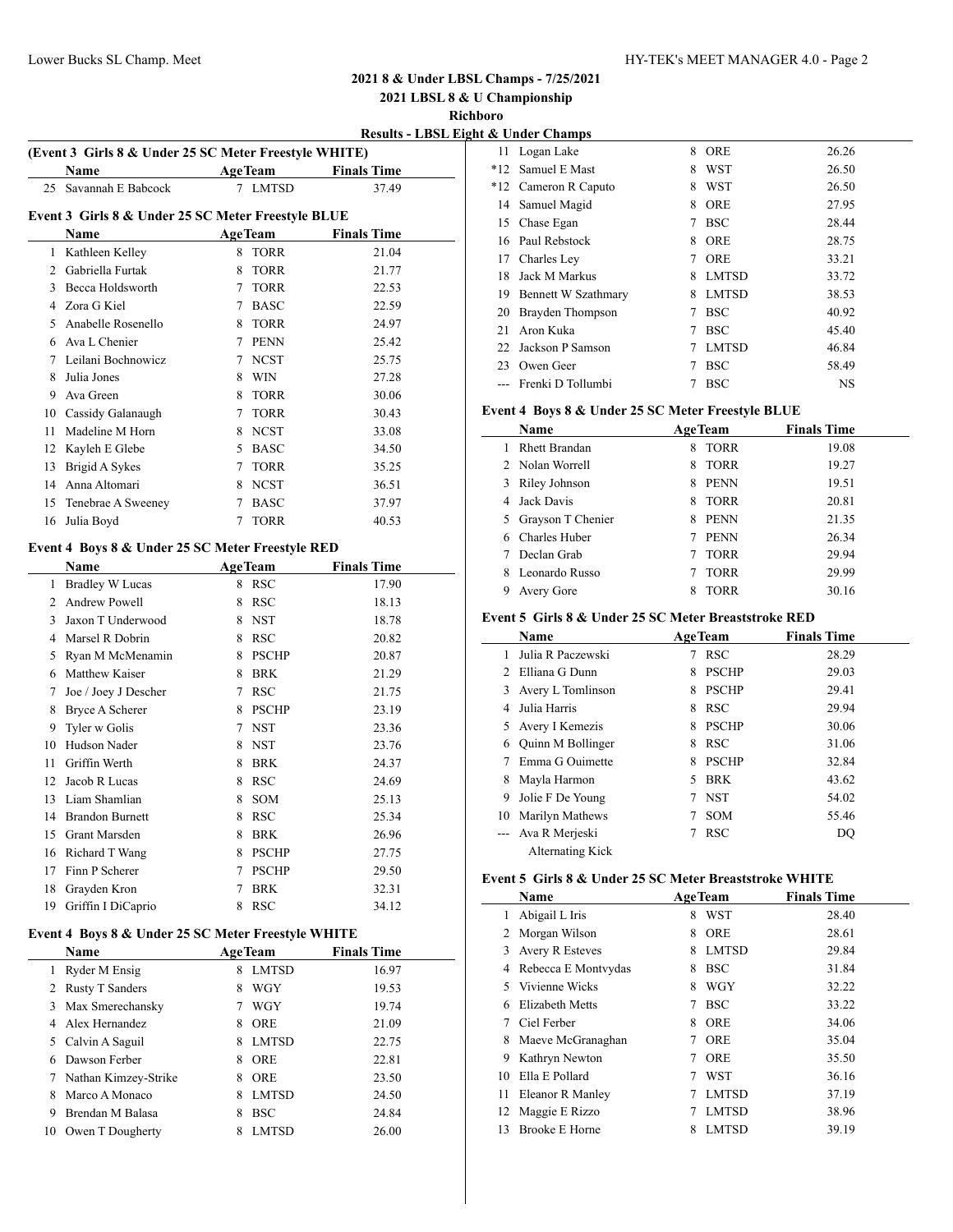**2021 8 & Under LBSL Champs - 7/25/2021**
**2021 LBSL 8 & U Championship**
**Richboro**
**Results - LBSL Eight & Under Champs**

### (Event 3 Girls 8 & Under 25 SC Meter Freestyle WHITE)

| | Name | Age | Team | Finals Time |
|---|---|---|---|---|
| 25 | Savannah E Babcock | 7 | LMTSD | 37.49 |

### Event 3 Girls 8 & Under 25 SC Meter Freestyle BLUE

| | Name | Age | Team | Finals Time |
|---|---|---|---|---|
| 1 | Kathleen Kelley | 8 | TORR | 21.04 |
| 2 | Gabriella Furtak | 8 | TORR | 21.77 |
| 3 | Becca Holdsworth | 7 | TORR | 22.53 |
| 4 | Zora G Kiel | 7 | BASC | 22.59 |
| 5 | Anabelle Rosenello | 8 | TORR | 24.97 |
| 6 | Ava L Chenier | 7 | PENN | 25.42 |
| 7 | Leilani Bochnowicz | 7 | NCST | 25.75 |
| 8 | Julia Jones | 8 | WIN | 27.28 |
| 9 | Ava Green | 8 | TORR | 30.06 |
| 10 | Cassidy Galanaugh | 7 | TORR | 30.43 |
| 11 | Madeline M Horn | 8 | NCST | 33.08 |
| 12 | Kayleh E Glebe | 5 | BASC | 34.50 |
| 13 | Brigid A Sykes | 7 | TORR | 35.25 |
| 14 | Anna Altomari | 8 | NCST | 36.51 |
| 15 | Tenebrae A Sweeney | 7 | BASC | 37.97 |
| 16 | Julia Boyd | 7 | TORR | 40.53 |

### Event 4 Boys 8 & Under 25 SC Meter Freestyle RED

| | Name | Age | Team | Finals Time |
|---|---|---|---|---|
| 1 | Bradley W Lucas | 8 | RSC | 17.90 |
| 2 | Andrew Powell | 8 | RSC | 18.13 |
| 3 | Jaxon T Underwood | 8 | NST | 18.78 |
| 4 | Marsel R Dobrin | 8 | RSC | 20.82 |
| 5 | Ryan M McMenamin | 8 | PSCHP | 20.87 |
| 6 | Matthew Kaiser | 8 | BRK | 21.29 |
| 7 | Joe / Joey J Descher | 7 | RSC | 21.75 |
| 8 | Bryce A Scherer | 8 | PSCHP | 23.19 |
| 9 | Tyler w Golis | 7 | NST | 23.36 |
| 10 | Hudson Nader | 8 | NST | 23.76 |
| 11 | Griffin Werth | 8 | BRK | 24.37 |
| 12 | Jacob R Lucas | 8 | RSC | 24.69 |
| 13 | Liam Shamlian | 8 | SOM | 25.13 |
| 14 | Brandon Burnett | 8 | RSC | 25.34 |
| 15 | Grant Marsden | 8 | BRK | 26.96 |
| 16 | Richard T Wang | 8 | PSCHP | 27.75 |
| 17 | Finn P Scherer | 7 | PSCHP | 29.50 |
| 18 | Grayden Kron | 7 | BRK | 32.31 |
| 19 | Griffin I DiCaprio | 8 | RSC | 34.12 |

### Event 4 Boys 8 & Under 25 SC Meter Freestyle WHITE

| | Name | Age | Team | Finals Time |
|---|---|---|---|---|
| 1 | Ryder M Ensig | 8 | LMTSD | 16.97 |
| 2 | Rusty T Sanders | 8 | WGY | 19.53 |
| 3 | Max Smerechansky | 7 | WGY | 19.74 |
| 4 | Alex Hernandez | 8 | ORE | 21.09 |
| 5 | Calvin A Saguil | 8 | LMTSD | 22.75 |
| 6 | Dawson Ferber | 8 | ORE | 22.81 |
| 7 | Nathan Kimzey-Strike | 8 | ORE | 23.50 |
| 8 | Marco A Monaco | 8 | LMTSD | 24.50 |
| 9 | Brendan M Balasa | 8 | BSC | 24.84 |
| 10 | Owen T Dougherty | 8 | LMTSD | 26.00 |
| 11 | Logan Lake | 8 | ORE | 26.26 |
| *12 | Samuel E Mast | 8 | WST | 26.50 |
| *12 | Cameron R Caputo | 8 | WST | 26.50 |
| 14 | Samuel Magid | 8 | ORE | 27.95 |
| 15 | Chase Egan | 7 | BSC | 28.44 |
| 16 | Paul Rebstock | 8 | ORE | 28.75 |
| 17 | Charles Ley | 7 | ORE | 33.21 |
| 18 | Jack M Markus | 8 | LMTSD | 33.72 |
| 19 | Bennett W Szathmary | 8 | LMTSD | 38.53 |
| 20 | Brayden Thompson | 7 | BSC | 40.92 |
| 21 | Aron Kuka | 7 | BSC | 45.40 |
| 22 | Jackson P Samson | 7 | LMTSD | 46.84 |
| 23 | Owen Geer | 7 | BSC | 58.49 |
| --- | Frenki D Tollumbi | 7 | BSC | NS |

### Event 4 Boys 8 & Under 25 SC Meter Freestyle BLUE

| | Name | Age | Team | Finals Time |
|---|---|---|---|---|
| 1 | Rhett Brandan | 8 | TORR | 19.08 |
| 2 | Nolan Worrell | 8 | TORR | 19.27 |
| 3 | Riley Johnson | 8 | PENN | 19.51 |
| 4 | Jack Davis | 8 | TORR | 20.81 |
| 5 | Grayson T Chenier | 8 | PENN | 21.35 |
| 6 | Charles Huber | 7 | PENN | 26.34 |
| 7 | Declan Grab | 7 | TORR | 29.94 |
| 8 | Leonardo Russo | 7 | TORR | 29.99 |
| 9 | Avery Gore | 8 | TORR | 30.16 |

### Event 5 Girls 8 & Under 25 SC Meter Breaststroke RED

| | Name | Age | Team | Finals Time |
|---|---|---|---|---|
| 1 | Julia R Paczewski | 7 | RSC | 28.29 |
| 2 | Elliana G Dunn | 8 | PSCHP | 29.03 |
| 3 | Avery L Tomlinson | 8 | PSCHP | 29.41 |
| 4 | Julia Harris | 8 | RSC | 29.94 |
| 5 | Avery I Kemezis | 8 | PSCHP | 30.06 |
| 6 | Quinn M Bollinger | 8 | RSC | 31.06 |
| 7 | Emma G Ouimette | 8 | PSCHP | 32.84 |
| 8 | Mayla Harmon | 5 | BRK | 43.62 |
| 9 | Jolie F De Young | 7 | NST | 54.02 |
| 10 | Marilyn Mathews | 7 | SOM | 55.46 |
| --- | Ava R Merjeski | 7 | RSC | DQ |
| | Alternating Kick | | | |

### Event 5 Girls 8 & Under 25 SC Meter Breaststroke WHITE

| | Name | Age | Team | Finals Time |
|---|---|---|---|---|
| 1 | Abigail L Iris | 8 | WST | 28.40 |
| 2 | Morgan Wilson | 8 | ORE | 28.61 |
| 3 | Avery R Esteves | 8 | LMTSD | 29.84 |
| 4 | Rebecca E Montvydas | 8 | BSC | 31.84 |
| 5 | Vivienne Wicks | 8 | WGY | 32.22 |
| 6 | Elizabeth Metts | 7 | BSC | 33.22 |
| 7 | Ciel Ferber | 8 | ORE | 34.06 |
| 8 | Maeve McGranaghan | 7 | ORE | 35.04 |
| 9 | Kathryn Newton | 7 | ORE | 35.50 |
| 10 | Ella E Pollard | 7 | WST | 36.16 |
| 11 | Eleanor R Manley | 7 | LMTSD | 37.19 |
| 12 | Maggie E Rizzo | 7 | LMTSD | 38.96 |
| 13 | Brooke E Horne | 8 | LMTSD | 39.19 |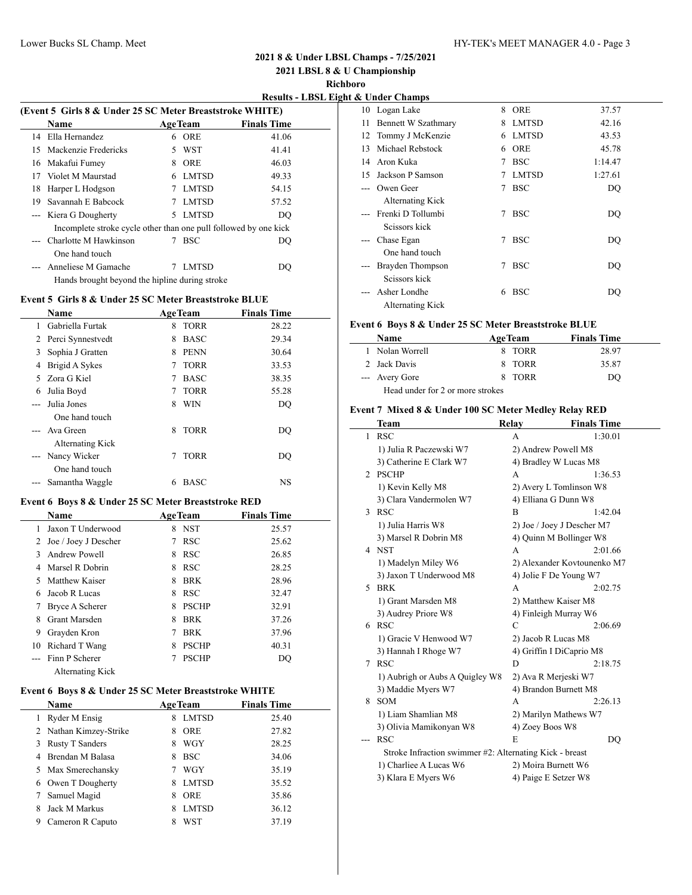## 2021 8 & Under LBSL Champs - 7/25/2021

## 2021 LBSL 8 & U Championship

### Richboro

### Results - LBSL Eight & Under Champs

**(Event 5 Girls 8 & Under 25 SC Meter Breaststroke WHITE)**

| | Name | Age | Team | Finals Time |
|---|---|---|---|---|
| 14 | Ella Hernandez | 6 | ORE | 41.06 |
| 15 | Mackenzie Fredericks | 5 | WST | 41.41 |
| 16 | Makafui Fumey | 8 | ORE | 46.03 |
| 17 | Violet M Maurstad | 6 | LMTSD | 49.33 |
| 18 | Harper L Hodgson | 7 | LMTSD | 54.15 |
| 19 | Savannah E Babcock | 7 | LMTSD | 57.52 |
| --- | Kiera G Dougherty | 5 | LMTSD | DQ |
| | Incomplete stroke cycle other than one pull followed by one kick | | | |
| --- | Charlotte M Hawkinson | 7 | BSC | DQ |
| | One hand touch | | | |
| --- | Anneliese M Gamache | 7 | LMTSD | DQ |
| | Hands brought beyond the hipline during stroke | | | |

**Event 5 Girls 8 & Under 25 SC Meter Breaststroke BLUE**

| | Name | Age | Team | Finals Time |
|---|---|---|---|---|
| 1 | Gabriella Furtak | 8 | TORR | 28.22 |
| 2 | Perci Synnestvedt | 8 | BASC | 29.34 |
| 3 | Sophia J Gratten | 8 | PENN | 30.64 |
| 4 | Brigid A Sykes | 7 | TORR | 33.53 |
| 5 | Zora G Kiel | 7 | BASC | 38.35 |
| 6 | Julia Boyd | 7 | TORR | 55.28 |
| --- | Julia Jones | 8 | WIN | DQ |
| | One hand touch | | | |
| --- | Ava Green | 8 | TORR | DQ |
| | Alternating Kick | | | |
| --- | Nancy Wicker | 7 | TORR | DQ |
| | One hand touch | | | |
| --- | Samantha Waggle | 6 | BASC | NS |

**Event 6 Boys 8 & Under 25 SC Meter Breaststroke RED**

| | Name | Age | Team | Finals Time |
|---|---|---|---|---|
| 1 | Jaxon T Underwood | 8 | NST | 25.57 |
| 2 | Joe / Joey J Descher | 7 | RSC | 25.62 |
| 3 | Andrew Powell | 8 | RSC | 26.85 |
| 4 | Marsel R Dobrin | 8 | RSC | 28.25 |
| 5 | Matthew Kaiser | 8 | BRK | 28.96 |
| 6 | Jacob R Lucas | 8 | RSC | 32.47 |
| 7 | Bryce A Scherer | 8 | PSCHP | 32.91 |
| 8 | Grant Marsden | 8 | BRK | 37.26 |
| 9 | Grayden Kron | 7 | BRK | 37.96 |
| 10 | Richard T Wang | 8 | PSCHP | 40.31 |
| --- | Finn P Scherer | 7 | PSCHP | DQ |
| | Alternating Kick | | | |

**Event 6 Boys 8 & Under 25 SC Meter Breaststroke WHITE**

| | Name | Age | Team | Finals Time |
|---|---|---|---|---|
| 1 | Ryder M Ensig | 8 | LMTSD | 25.40 |
| 2 | Nathan Kimzey-Strike | 8 | ORE | 27.82 |
| 3 | Rusty T Sanders | 8 | WGY | 28.25 |
| 4 | Brendan M Balasa | 8 | BSC | 34.06 |
| 5 | Max Smerechansky | 7 | WGY | 35.19 |
| 6 | Owen T Dougherty | 8 | LMTSD | 35.52 |
| 7 | Samuel Magid | 8 | ORE | 35.86 |
| 8 | Jack M Markus | 8 | LMTSD | 36.12 |
| 9 | Cameron R Caputo | 8 | WST | 37.19 |
| 10 | Logan Lake | 8 | ORE | 37.57 |
| 11 | Bennett W Szathmary | 8 | LMTSD | 42.16 |
| 12 | Tommy J McKenzie | 6 | LMTSD | 43.53 |
| 13 | Michael Rebstock | 6 | ORE | 45.78 |
| 14 | Aron Kuka | 7 | BSC | 1:14.47 |
| 15 | Jackson P Samson | 7 | LMTSD | 1:27.61 |
| --- | Owen Geer | 7 | BSC | DQ |
| | Alternating Kick | | | |
| --- | Frenki D Tollumbi | 7 | BSC | DQ |
| | Scissors kick | | | |
| --- | Chase Egan | 7 | BSC | DQ |
| | One hand touch | | | |
| --- | Brayden Thompson | 7 | BSC | DQ |
| | Scissors kick | | | |
| --- | Asher Londhe | 6 | BSC | DQ |
| | Alternating Kick | | | |

**Event 6 Boys 8 & Under 25 SC Meter Breaststroke BLUE**

| | Name | Age | Team | Finals Time |
|---|---|---|---|---|
| 1 | Nolan Worrell | 8 | TORR | 28.97 |
| 2 | Jack Davis | 8 | TORR | 35.87 |
| --- | Avery Gore | 8 | TORR | DQ |
| | Head under for 2 or more strokes | | | |

**Event 7 Mixed 8 & Under 100 SC Meter Medley Relay RED**

| | Team | Relay | Finals Time |
|---|---|---|---|
| 1 | RSC | A | 1:30.01 |
| | 1) Julia R Paczewski W7 | 2) Andrew Powell M8 | |
| | 3) Catherine E Clark W7 | 4) Bradley W Lucas M8 | |
| 2 | PSCHP | A | 1:36.53 |
| | 1) Kevin Kelly M8 | 2) Avery L Tomlinson W8 | |
| | 3) Clara Vandermolen W7 | 4) Elliana G Dunn W8 | |
| 3 | RSC | B | 1:42.04 |
| | 1) Julia Harris W8 | 2) Joe / Joey J Descher M7 | |
| | 3) Marsel R Dobrin M8 | 4) Quinn M Bollinger W8 | |
| 4 | NST | A | 2:01.66 |
| | 1) Madelyn Miley W6 | 2) Alexander Kovtounenko M7 | |
| | 3) Jaxon T Underwood M8 | 4) Jolie F De Young W7 | |
| 5 | BRK | A | 2:02.75 |
| | 1) Grant Marsden M8 | 2) Matthew Kaiser M8 | |
| | 3) Audrey Priore W8 | 4) Finleigh Murray W6 | |
| 6 | RSC | C | 2:06.69 |
| | 1) Gracie V Henwood W7 | 2) Jacob R Lucas M8 | |
| | 3) Hannah I Rhoge W7 | 4) Griffin I DiCaprio M8 | |
| 7 | RSC | D | 2:18.75 |
| | 1) Aubrigh or Aubs A Quigley W8 | 2) Ava R Merjeski W7 | |
| | 3) Maddie Myers W7 | 4) Brandon Burnett M8 | |
| 8 | SOM | A | 2:26.13 |
| | 1) Liam Shamlian M8 | 2) Marilyn Mathews W7 | |
| | 3) Olivia Mamikonyan W8 | 4) Zoey Boos W8 | |
| --- | RSC | E | DQ |
| | Stroke Infraction swimmer #2: Alternating Kick - breast | | |
| | 1) Charliee A Lucas W6 | 2) Moira Burnett W6 | |
| | 3) Klara E Myers W6 | 4) Paige E Setzer W8 | |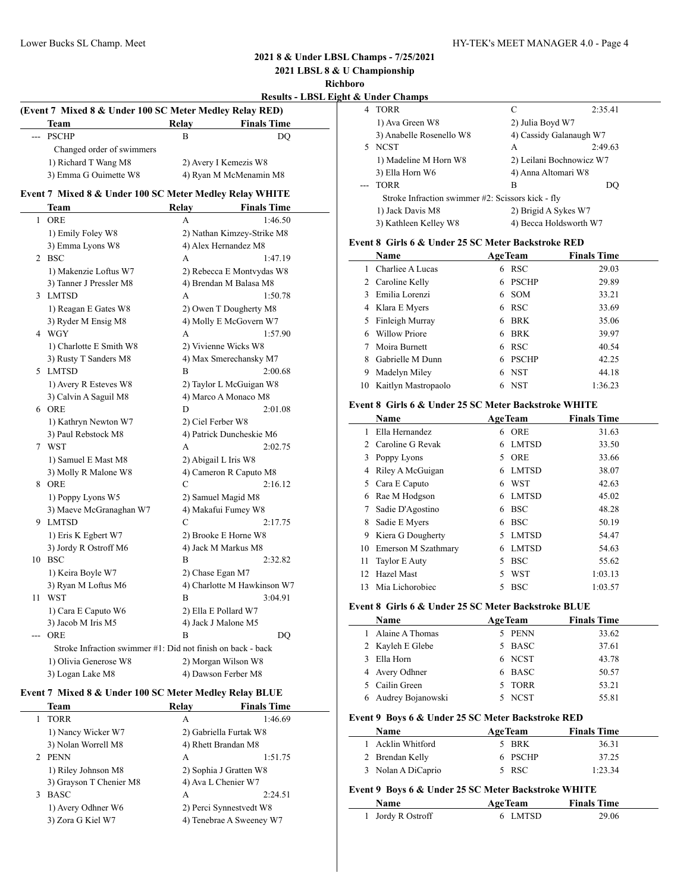**2021 8 & Under LBSL Champs - 7/25/2021**

**2021 LBSL 8 & U Championship**

**Richboro**

**Results - LBSL Eight & Under Champs**

### (Event 7 Mixed 8 & Under 100 SC Meter Medley Relay RED)

| | Team | Relay | Finals Time |
|---|---|---|---|
| --- | PSCHP | B | DQ |

Changed order of swimmers

1) Richard T Wang M8 2) Avery I Kemezis W8
3) Emma G Ouimette W8 4) Ryan M McMenamin M8

### Event 7 Mixed 8 & Under 100 SC Meter Medley Relay WHITE

| | Team | Relay | Finals Time |
|---|---|---|---|
| 1 | ORE | A | 1:46.50 |
| | 1) Emily Foley W8 | 2) Nathan Kimzey-Strike M8 | |
| | 3) Emma Lyons W8 | 4) Alex Hernandez M8 | |
| 2 | BSC | A | 1:47.19 |
| | 1) Makenzie Loftus W7 | 2) Rebecca E Montvydas W8 | |
| | 3) Tanner J Pressler M8 | 4) Brendan M Balasa M8 | |
| 3 | LMTSD | A | 1:50.78 |
| | 1) Reagan E Gates W8 | 2) Owen T Dougherty M8 | |
| | 3) Ryder M Ensig M8 | 4) Molly E McGovern W7 | |
| 4 | WGY | A | 1:57.90 |
| | 1) Charlotte E Smith W8 | 2) Vivienne Wicks W8 | |
| | 3) Rusty T Sanders M8 | 4) Max Smerechansky M7 | |
| 5 | LMTSD | B | 2:00.68 |
| | 1) Avery R Esteves W8 | 2) Taylor L McGuigan W8 | |
| | 3) Calvin A Saguil M8 | 4) Marco A Monaco M8 | |
| 6 | ORE | D | 2:01.08 |
| | 1) Kathryn Newton W7 | 2) Ciel Ferber W8 | |
| | 3) Paul Rebstock M8 | 4) Patrick Duncheskie M6 | |
| 7 | WST | A | 2:02.75 |
| | 1) Samuel E Mast M8 | 2) Abigail L Iris W8 | |
| | 3) Molly R Malone W8 | 4) Cameron R Caputo M8 | |
| 8 | ORE | C | 2:16.12 |
| | 1) Poppy Lyons W5 | 2) Samuel Magid M8 | |
| | 3) Maeve McGranaghan W7 | 4) Makafui Fumey W8 | |
| 9 | LMTSD | C | 2:17.75 |
| | 1) Eris K Egbert W7 | 2) Brooke E Horne W8 | |
| | 3) Jordy R Ostroff M6 | 4) Jack M Markus M8 | |
| 10 | BSC | B | 2:32.82 |
| | 1) Keira Boyle W7 | 2) Chase Egan M7 | |
| | 3) Ryan M Loftus M6 | 4) Charlotte M Hawkinson W7 | |
| 11 | WST | B | 3:04.91 |
| | 1) Cara E Caputo W6 | 2) Ella E Pollard W7 | |
| | 3) Jacob M Iris M5 | 4) Jack J Malone M5 | |
| --- | ORE | B | DQ |
| | Stroke Infraction swimmer #1: Did not finish on back - back | | |
| | 1) Olivia Generose W8 | 2) Morgan Wilson W8 | |
| | 3) Logan Lake M8 | 4) Dawson Ferber M8 | |

### Event 7 Mixed 8 & Under 100 SC Meter Medley Relay BLUE

| | Team | Relay | Finals Time |
|---|---|---|---|
| 1 | TORR | A | 1:46.69 |
| | 1) Nancy Wicker W7 | 2) Gabriella Furtak W8 | |
| | 3) Nolan Worrell M8 | 4) Rhett Brandan M8 | |
| 2 | PENN | A | 1:51.75 |
| | 1) Riley Johnson M8 | 2) Sophia J Gratten W8 | |
| | 3) Grayson T Chenier M8 | 4) Ava L Chenier W7 | |
| 3 | BASC | A | 2:24.51 |
| | 1) Avery Odhner W6 | 2) Perci Synnestvedt W8 | |
| | 3) Zora G Kiel W7 | 4) Tenebrae A Sweeney W7 | |
| 4 | TORR | C | 2:35.41 |
| | 1) Ava Green W8 | 2) Julia Boyd W7 | |
| | 3) Anabelle Rosenello W8 | 4) Cassidy Galanaugh W7 | |
| 5 | NCST | A | 2:49.63 |
| | 1) Madeline M Horn W8 | 2) Leilani Bochnowicz W7 | |
| | 3) Ella Horn W6 | 4) Anna Altomari W8 | |
| --- | TORR | B | DQ |
| | Stroke Infraction swimmer #2: Scissors kick - fly | | |
| | 1) Jack Davis M8 | 2) Brigid A Sykes W7 | |
| | 3) Kathleen Kelley W8 | 4) Becca Holdsworth W7 | |

### Event 8 Girls 6 & Under 25 SC Meter Backstroke RED

| | Name | Age | Team | Finals Time |
|---|---|---|---|---|
| 1 | Charliee A Lucas | 6 | RSC | 29.03 |
| 2 | Caroline Kelly | 6 | PSCHP | 29.89 |
| 3 | Emilia Lorenzi | 6 | SOM | 33.21 |
| 4 | Klara E Myers | 6 | RSC | 33.69 |
| 5 | Finleigh Murray | 6 | BRK | 35.06 |
| 6 | Willow Priore | 6 | BRK | 39.97 |
| 7 | Moira Burnett | 6 | RSC | 40.54 |
| 8 | Gabrielle M Dunn | 6 | PSCHP | 42.25 |
| 9 | Madelyn Miley | 6 | NST | 44.18 |
| 10 | Kaitlyn Mastropaolo | 6 | NST | 1:36.23 |

### Event 8 Girls 6 & Under 25 SC Meter Backstroke WHITE

| | Name | Age | Team | Finals Time |
|---|---|---|---|---|
| 1 | Ella Hernandez | 6 | ORE | 31.63 |
| 2 | Caroline G Revak | 6 | LMTSD | 33.50 |
| 3 | Poppy Lyons | 5 | ORE | 33.66 |
| 4 | Riley A McGuigan | 6 | LMTSD | 38.07 |
| 5 | Cara E Caputo | 6 | WST | 42.63 |
| 6 | Rae M Hodgson | 6 | LMTSD | 45.02 |
| 7 | Sadie D'Agostino | 6 | BSC | 48.28 |
| 8 | Sadie E Myers | 6 | BSC | 50.19 |
| 9 | Kiera G Dougherty | 5 | LMTSD | 54.47 |
| 10 | Emerson M Szathmary | 6 | LMTSD | 54.63 |
| 11 | Taylor E Auty | 5 | BSC | 55.62 |
| 12 | Hazel Mast | 5 | WST | 1:03.13 |
| 13 | Mia Lichorobiec | 5 | BSC | 1:03.57 |

### Event 8 Girls 6 & Under 25 SC Meter Backstroke BLUE

| | Name | Age | Team | Finals Time |
|---|---|---|---|---|
| 1 | Alaine A Thomas | 5 | PENN | 33.62 |
| 2 | Kayleh E Glebe | 5 | BASC | 37.61 |
| 3 | Ella Horn | 6 | NCST | 43.78 |
| 4 | Avery Odhner | 6 | BASC | 50.57 |
| 5 | Cailin Green | 5 | TORR | 53.21 |
| 6 | Audrey Bojanowski | 5 | NCST | 55.81 |

### Event 9 Boys 6 & Under 25 SC Meter Backstroke RED

| | Name | Age | Team | Finals Time |
|---|---|---|---|---|
| 1 | Acklin Whitford | 5 | BRK | 36.31 |
| 2 | Brendan Kelly | 6 | PSCHP | 37.25 |
| 3 | Nolan A DiCaprio | 5 | RSC | 1:23.34 |

### Event 9 Boys 6 & Under 25 SC Meter Backstroke WHITE

| | Name | Age | Team | Finals Time |
|---|---|---|---|---|
| 1 | Jordy R Ostroff | 6 | LMTSD | 29.06 |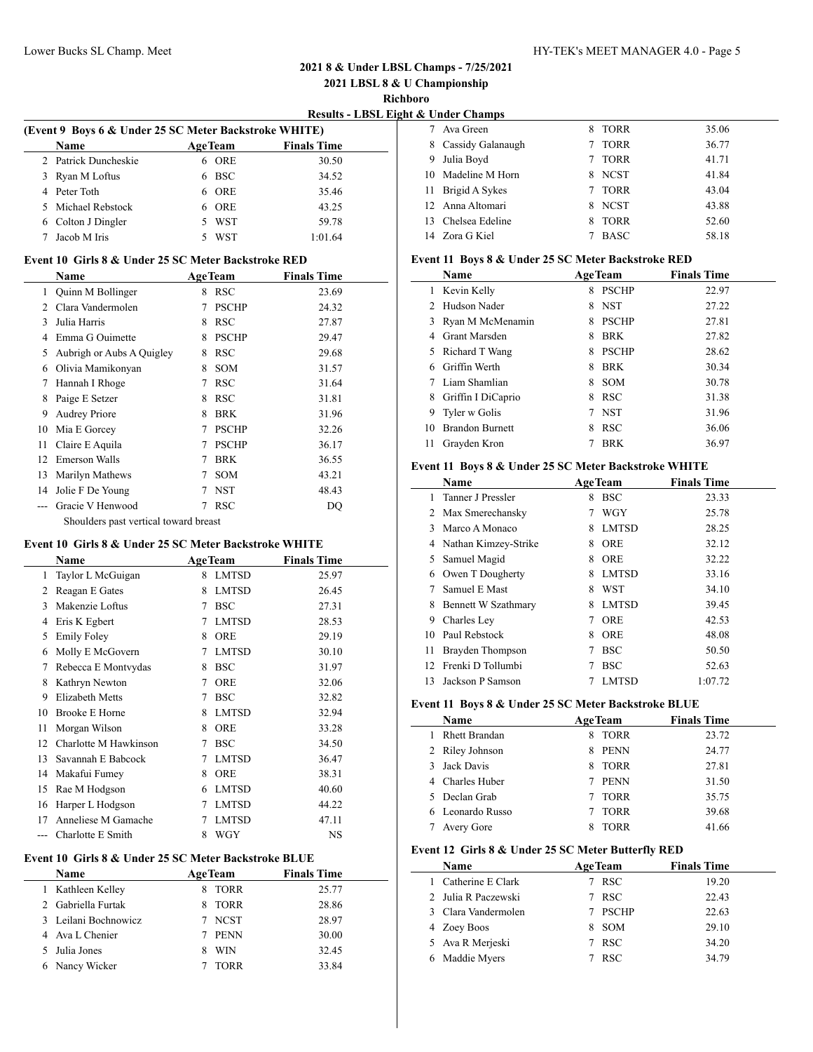**2021 8 & Under LBSL Champs - 7/25/2021**

**2021 LBSL 8 & U Championship**

**Richboro**

**Results - LBSL Eight & Under Champs**

### (Event 9 Boys 6 & Under 25 SC Meter Backstroke WHITE)

| | Name | Age | Team | Finals Time |
|---|---|---|---|---|
| 2 | Patrick Duncheskie | 6 | ORE | 30.50 |
| 3 | Ryan M Loftus | 6 | BSC | 34.52 |
| 4 | Peter Toth | 6 | ORE | 35.46 |
| 5 | Michael Rebstock | 6 | ORE | 43.25 |
| 6 | Colton J Dingler | 5 | WST | 59.78 |
| 7 | Jacob M Iris | 5 | WST | 1:01.64 |

### Event 10 Girls 8 & Under 25 SC Meter Backstroke RED

| | Name | Age | Team | Finals Time |
|---|---|---|---|---|
| 1 | Quinn M Bollinger | 8 | RSC | 23.69 |
| 2 | Clara Vandermolen | 7 | PSCHP | 24.32 |
| 3 | Julia Harris | 8 | RSC | 27.87 |
| 4 | Emma G Ouimette | 8 | PSCHP | 29.47 |
| 5 | Aubrigh or Aubs A Quigley | 8 | RSC | 29.68 |
| 6 | Olivia Mamikonyan | 8 | SOM | 31.57 |
| 7 | Hannah I Rhoge | 7 | RSC | 31.64 |
| 8 | Paige E Setzer | 8 | RSC | 31.81 |
| 9 | Audrey Priore | 8 | BRK | 31.96 |
| 10 | Mia E Gorcey | 7 | PSCHP | 32.26 |
| 11 | Claire E Aquila | 7 | PSCHP | 36.17 |
| 12 | Emerson Walls | 7 | BRK | 36.55 |
| 13 | Marilyn Mathews | 7 | SOM | 43.21 |
| 14 | Jolie F De Young | 7 | NST | 48.43 |
| --- | Gracie V Henwood | 7 | RSC | DQ |

Shoulders past vertical toward breast

### Event 10 Girls 8 & Under 25 SC Meter Backstroke WHITE

| | Name | Age | Team | Finals Time |
|---|---|---|---|---|
| 1 | Taylor L McGuigan | 8 | LMTSD | 25.97 |
| 2 | Reagan E Gates | 8 | LMTSD | 26.45 |
| 3 | Makenzie Loftus | 7 | BSC | 27.31 |
| 4 | Eris K Egbert | 7 | LMTSD | 28.53 |
| 5 | Emily Foley | 8 | ORE | 29.19 |
| 6 | Molly E McGovern | 7 | LMTSD | 30.10 |
| 7 | Rebecca E Montvydas | 8 | BSC | 31.97 |
| 8 | Kathryn Newton | 7 | ORE | 32.06 |
| 9 | Elizabeth Metts | 7 | BSC | 32.82 |
| 10 | Brooke E Horne | 8 | LMTSD | 32.94 |
| 11 | Morgan Wilson | 8 | ORE | 33.28 |
| 12 | Charlotte M Hawkinson | 7 | BSC | 34.50 |
| 13 | Savannah E Babcock | 7 | LMTSD | 36.47 |
| 14 | Makafui Fumey | 8 | ORE | 38.31 |
| 15 | Rae M Hodgson | 6 | LMTSD | 40.60 |
| 16 | Harper L Hodgson | 7 | LMTSD | 44.22 |
| 17 | Anneliese M Gamache | 7 | LMTSD | 47.11 |
| --- | Charlotte E Smith | 8 | WGY | NS |

### Event 10 Girls 8 & Under 25 SC Meter Backstroke BLUE

| | Name | Age | Team | Finals Time |
|---|---|---|---|---|
| 1 | Kathleen Kelley | 8 | TORR | 25.77 |
| 2 | Gabriella Furtak | 8 | TORR | 28.86 |
| 3 | Leilani Bochnowicz | 7 | NCST | 28.97 |
| 4 | Ava L Chenier | 7 | PENN | 30.00 |
| 5 | Julia Jones | 8 | WIN | 32.45 |
| 6 | Nancy Wicker | 7 | TORR | 33.84 |
| 7 | Ava Green | 8 | TORR | 35.06 |
| 8 | Cassidy Galanaugh | 7 | TORR | 36.77 |
| 9 | Julia Boyd | 7 | TORR | 41.71 |
| 10 | Madeline M Horn | 8 | NCST | 41.84 |
| 11 | Brigid A Sykes | 7 | TORR | 43.04 |
| 12 | Anna Altomari | 8 | NCST | 43.88 |
| 13 | Chelsea Edeline | 8 | TORR | 52.60 |
| 14 | Zora G Kiel | 7 | BASC | 58.18 |

### Event 11 Boys 8 & Under 25 SC Meter Backstroke RED

| | Name | Age | Team | Finals Time |
|---|---|---|---|---|
| 1 | Kevin Kelly | 8 | PSCHP | 22.97 |
| 2 | Hudson Nader | 8 | NST | 27.22 |
| 3 | Ryan M McMenamin | 8 | PSCHP | 27.81 |
| 4 | Grant Marsden | 8 | BRK | 27.82 |
| 5 | Richard T Wang | 8 | PSCHP | 28.62 |
| 6 | Griffin Werth | 8 | BRK | 30.34 |
| 7 | Liam Shamlian | 8 | SOM | 30.78 |
| 8 | Griffin I DiCaprio | 8 | RSC | 31.38 |
| 9 | Tyler w Golis | 7 | NST | 31.96 |
| 10 | Brandon Burnett | 8 | RSC | 36.06 |
| 11 | Grayden Kron | 7 | BRK | 36.97 |

### Event 11 Boys 8 & Under 25 SC Meter Backstroke WHITE

| | Name | Age | Team | Finals Time |
|---|---|---|---|---|
| 1 | Tanner J Pressler | 8 | BSC | 23.33 |
| 2 | Max Smerechansky | 7 | WGY | 25.78 |
| 3 | Marco A Monaco | 8 | LMTSD | 28.25 |
| 4 | Nathan Kimzey-Strike | 8 | ORE | 32.12 |
| 5 | Samuel Magid | 8 | ORE | 32.22 |
| 6 | Owen T Dougherty | 8 | LMTSD | 33.16 |
| 7 | Samuel E Mast | 8 | WST | 34.10 |
| 8 | Bennett W Szathmary | 8 | LMTSD | 39.45 |
| 9 | Charles Ley | 7 | ORE | 42.53 |
| 10 | Paul Rebstock | 8 | ORE | 48.08 |
| 11 | Brayden Thompson | 7 | BSC | 50.50 |
| 12 | Frenki D Tollumbi | 7 | BSC | 52.63 |
| 13 | Jackson P Samson | 7 | LMTSD | 1:07.72 |

### Event 11 Boys 8 & Under 25 SC Meter Backstroke BLUE

| | Name | Age | Team | Finals Time |
|---|---|---|---|---|
| 1 | Rhett Brandan | 8 | TORR | 23.72 |
| 2 | Riley Johnson | 8 | PENN | 24.77 |
| 3 | Jack Davis | 8 | TORR | 27.81 |
| 4 | Charles Huber | 7 | PENN | 31.50 |
| 5 | Declan Grab | 7 | TORR | 35.75 |
| 6 | Leonardo Russo | 7 | TORR | 39.68 |
| 7 | Avery Gore | 8 | TORR | 41.66 |

### Event 12 Girls 8 & Under 25 SC Meter Butterfly RED

| | Name | Age | Team | Finals Time |
|---|---|---|---|---|
| 1 | Catherine E Clark | 7 | RSC | 19.20 |
| 2 | Julia R Paczewski | 7 | RSC | 22.43 |
| 3 | Clara Vandermolen | 7 | PSCHP | 22.63 |
| 4 | Zoey Boos | 8 | SOM | 29.10 |
| 5 | Ava R Merjeski | 7 | RSC | 34.20 |
| 6 | Maddie Myers | 7 | RSC | 34.79 |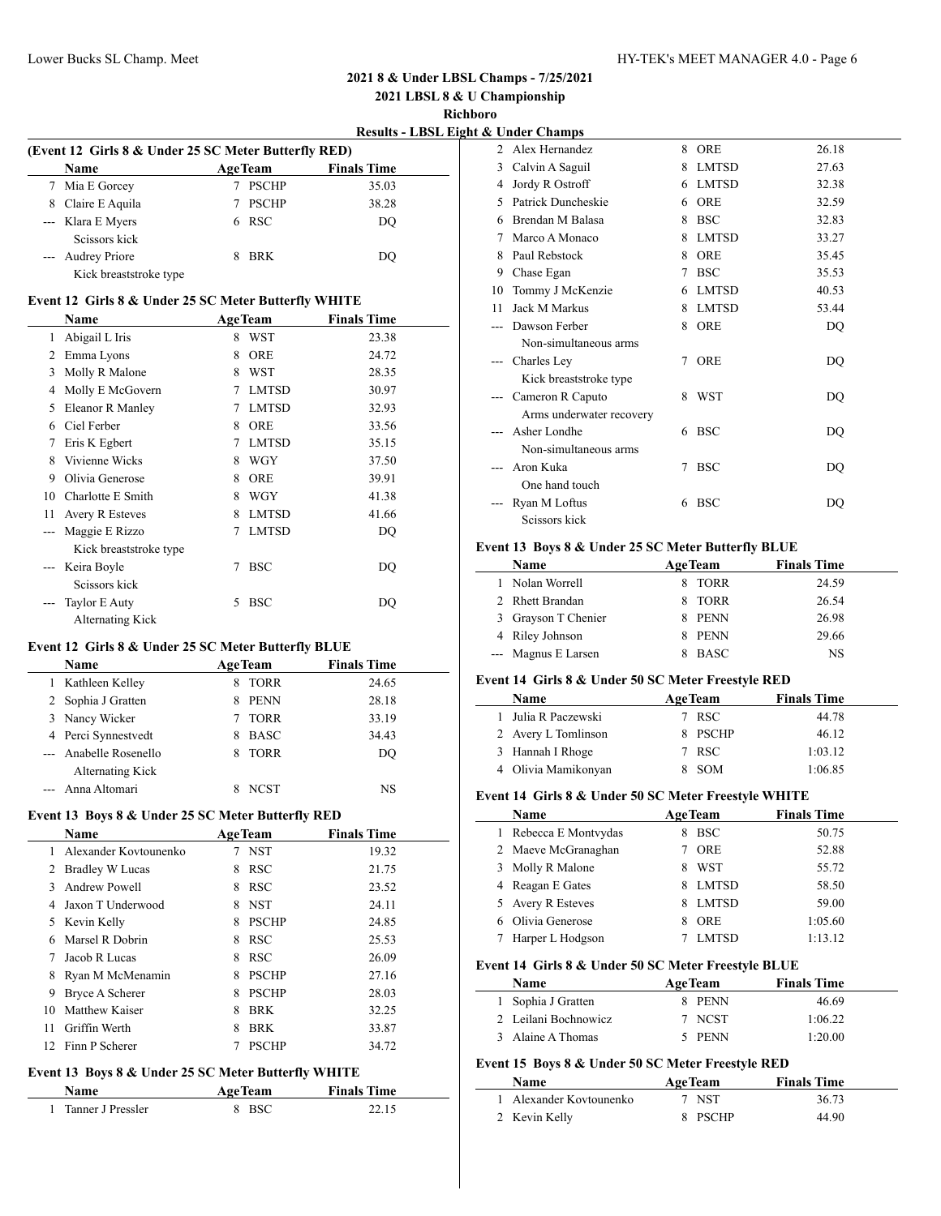## 2021 8 & Under LBSL Champs - 7/25/2021

## 2021 LBSL 8 & U Championship

## Richboro

### Results - LBSL Eight & Under Champs

#### (Event 12 Girls 8 & Under 25 SC Meter Butterfly RED)

| | Name | Age | Team | Finals Time |
|---|---|---|---|---|
| 7 | Mia E Gorcey | 7 | PSCHP | 35.03 |
| 8 | Claire E Aquila | 7 | PSCHP | 38.28 |
| --- | Klara E Myers | 6 | RSC | DQ |
| | Scissors kick | | | |
| --- | Audrey Priore | 8 | BRK | DQ |
| | Kick breaststroke type | | | |

#### Event 12 Girls 8 & Under 25 SC Meter Butterfly WHITE

| | Name | Age | Team | Finals Time |
|---|---|---|---|---|
| 1 | Abigail L Iris | 8 | WST | 23.38 |
| 2 | Emma Lyons | 8 | ORE | 24.72 |
| 3 | Molly R Malone | 8 | WST | 28.35 |
| 4 | Molly E McGovern | 7 | LMTSD | 30.97 |
| 5 | Eleanor R Manley | 7 | LMTSD | 32.93 |
| 6 | Ciel Ferber | 8 | ORE | 33.56 |
| 7 | Eris K Egbert | 7 | LMTSD | 35.15 |
| 8 | Vivienne Wicks | 8 | WGY | 37.50 |
| 9 | Olivia Generose | 8 | ORE | 39.91 |
| 10 | Charlotte E Smith | 8 | WGY | 41.38 |
| 11 | Avery R Esteves | 8 | LMTSD | 41.66 |
| --- | Maggie E Rizzo | 7 | LMTSD | DQ |
| | Kick breaststroke type | | | |
| --- | Keira Boyle | 7 | BSC | DQ |
| | Scissors kick | | | |
| --- | Taylor E Auty | 5 | BSC | DQ |
| | Alternating Kick | | | |

#### Event 12 Girls 8 & Under 25 SC Meter Butterfly BLUE

| | Name | Age | Team | Finals Time |
|---|---|---|---|---|
| 1 | Kathleen Kelley | 8 | TORR | 24.65 |
| 2 | Sophia J Gratten | 8 | PENN | 28.18 |
| 3 | Nancy Wicker | 7 | TORR | 33.19 |
| 4 | Perci Synnestvedt | 8 | BASC | 34.43 |
| --- | Anabelle Rosenello | 8 | TORR | DQ |
| | Alternating Kick | | | |
| --- | Anna Altomari | 8 | NCST | NS |

#### Event 13 Boys 8 & Under 25 SC Meter Butterfly RED

| | Name | Age | Team | Finals Time |
|---|---|---|---|---|
| 1 | Alexander Kovtounenko | 7 | NST | 19.32 |
| 2 | Bradley W Lucas | 8 | RSC | 21.75 |
| 3 | Andrew Powell | 8 | RSC | 23.52 |
| 4 | Jaxon T Underwood | 8 | NST | 24.11 |
| 5 | Kevin Kelly | 8 | PSCHP | 24.85 |
| 6 | Marsel R Dobrin | 8 | RSC | 25.53 |
| 7 | Jacob R Lucas | 8 | RSC | 26.09 |
| 8 | Ryan M McMenamin | 8 | PSCHP | 27.16 |
| 9 | Bryce A Scherer | 8 | PSCHP | 28.03 |
| 10 | Matthew Kaiser | 8 | BRK | 32.25 |
| 11 | Griffin Werth | 8 | BRK | 33.87 |
| 12 | Finn P Scherer | 7 | PSCHP | 34.72 |

#### Event 13 Boys 8 & Under 25 SC Meter Butterfly WHITE

| | Name | Age | Team | Finals Time |
|---|---|---|---|---|
| 1 | Tanner J Pressler | 8 | BSC | 22.15 |
| 2 | Alex Hernandez | 8 | ORE | 26.18 |
| 3 | Calvin A Saguil | 8 | LMTSD | 27.63 |
| 4 | Jordy R Ostroff | 6 | LMTSD | 32.38 |
| 5 | Patrick Duncheskie | 6 | ORE | 32.59 |
| 6 | Brendan M Balasa | 8 | BSC | 32.83 |
| 7 | Marco A Monaco | 8 | LMTSD | 33.27 |
| 8 | Paul Rebstock | 8 | ORE | 35.45 |
| 9 | Chase Egan | 7 | BSC | 35.53 |
| 10 | Tommy J McKenzie | 6 | LMTSD | 40.53 |
| 11 | Jack M Markus | 8 | LMTSD | 53.44 |
| --- | Dawson Ferber | 8 | ORE | DQ |
| | Non-simultaneous arms | | | |
| --- | Charles Ley | 7 | ORE | DQ |
| | Kick breaststroke type | | | |
| --- | Cameron R Caputo | 8 | WST | DQ |
| | Arms underwater recovery | | | |
| --- | Asher Londhe | 6 | BSC | DQ |
| | Non-simultaneous arms | | | |
| --- | Aron Kuka | 7 | BSC | DQ |
| | One hand touch | | | |
| --- | Ryan M Loftus | 6 | BSC | DQ |
| | Scissors kick | | | |

#### Event 13 Boys 8 & Under 25 SC Meter Butterfly BLUE

| | Name | Age | Team | Finals Time |
|---|---|---|---|---|
| 1 | Nolan Worrell | 8 | TORR | 24.59 |
| 2 | Rhett Brandan | 8 | TORR | 26.54 |
| 3 | Grayson T Chenier | 8 | PENN | 26.98 |
| 4 | Riley Johnson | 8 | PENN | 29.66 |
| --- | Magnus E Larsen | 8 | BASC | NS |

#### Event 14 Girls 8 & Under 50 SC Meter Freestyle RED

| | Name | Age | Team | Finals Time |
|---|---|---|---|---|
| 1 | Julia R Paczewski | 7 | RSC | 44.78 |
| 2 | Avery L Tomlinson | 8 | PSCHP | 46.12 |
| 3 | Hannah I Rhoge | 7 | RSC | 1:03.12 |
| 4 | Olivia Mamikonyan | 8 | SOM | 1:06.85 |

#### Event 14 Girls 8 & Under 50 SC Meter Freestyle WHITE

| | Name | Age | Team | Finals Time |
|---|---|---|---|---|
| 1 | Rebecca E Montvydas | 8 | BSC | 50.75 |
| 2 | Maeve McGranaghan | 7 | ORE | 52.88 |
| 3 | Molly R Malone | 8 | WST | 55.72 |
| 4 | Reagan E Gates | 8 | LMTSD | 58.50 |
| 5 | Avery R Esteves | 8 | LMTSD | 59.00 |
| 6 | Olivia Generose | 8 | ORE | 1:05.60 |
| 7 | Harper L Hodgson | 7 | LMTSD | 1:13.12 |

#### Event 14 Girls 8 & Under 50 SC Meter Freestyle BLUE

| | Name | Age | Team | Finals Time |
|---|---|---|---|---|
| 1 | Sophia J Gratten | 8 | PENN | 46.69 |
| 2 | Leilani Bochnowicz | 7 | NCST | 1:06.22 |
| 3 | Alaine A Thomas | 5 | PENN | 1:20.00 |

#### Event 15 Boys 8 & Under 50 SC Meter Freestyle RED

| | Name | Age | Team | Finals Time |
|---|---|---|---|---|
| 1 | Alexander Kovtounenko | 7 | NST | 36.73 |
| 2 | Kevin Kelly | 8 | PSCHP | 44.90 |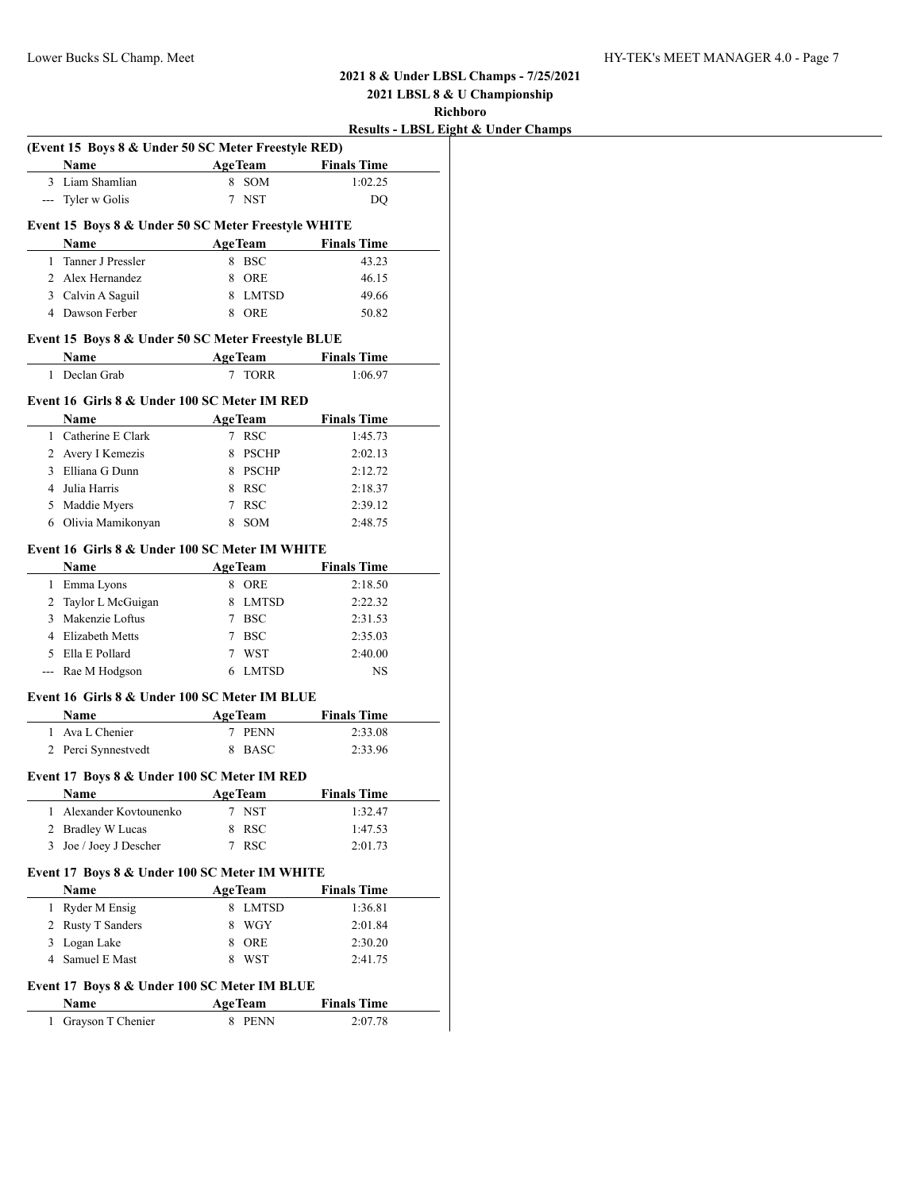**2021 8 & Under LBSL Champs - 7/25/2021**
**2021 LBSL 8 & U Championship**
**Richboro**
**Results - LBSL Eight & Under Champs**

### (Event 15 Boys 8 & Under 50 SC Meter Freestyle RED)

| | Name | Age | Team | Finals Time |
|---|---|---|---|---|
| 3 | Liam Shamlian | 8 | SOM | 1:02.25 |
| --- | Tyler w Golis | 7 | NST | DQ |

### Event 15 Boys 8 & Under 50 SC Meter Freestyle WHITE

| | Name | Age | Team | Finals Time |
|---|---|---|---|---|
| 1 | Tanner J Pressler | 8 | BSC | 43.23 |
| 2 | Alex Hernandez | 8 | ORE | 46.15 |
| 3 | Calvin A Saguil | 8 | LMTSD | 49.66 |
| 4 | Dawson Ferber | 8 | ORE | 50.82 |

### Event 15 Boys 8 & Under 50 SC Meter Freestyle BLUE

| | Name | Age | Team | Finals Time |
|---|---|---|---|---|
| 1 | Declan Grab | 7 | TORR | 1:06.97 |

### Event 16 Girls 8 & Under 100 SC Meter IM RED

| | Name | Age | Team | Finals Time |
|---|---|---|---|---|
| 1 | Catherine E Clark | 7 | RSC | 1:45.73 |
| 2 | Avery I Kemezis | 8 | PSCHP | 2:02.13 |
| 3 | Elliana G Dunn | 8 | PSCHP | 2:12.72 |
| 4 | Julia Harris | 8 | RSC | 2:18.37 |
| 5 | Maddie Myers | 7 | RSC | 2:39.12 |
| 6 | Olivia Mamikonyan | 8 | SOM | 2:48.75 |

### Event 16 Girls 8 & Under 100 SC Meter IM WHITE

| | Name | Age | Team | Finals Time |
|---|---|---|---|---|
| 1 | Emma Lyons | 8 | ORE | 2:18.50 |
| 2 | Taylor L McGuigan | 8 | LMTSD | 2:22.32 |
| 3 | Makenzie Loftus | 7 | BSC | 2:31.53 |
| 4 | Elizabeth Metts | 7 | BSC | 2:35.03 |
| 5 | Ella E Pollard | 7 | WST | 2:40.00 |
| --- | Rae M Hodgson | 6 | LMTSD | NS |

### Event 16 Girls 8 & Under 100 SC Meter IM BLUE

| | Name | Age | Team | Finals Time |
|---|---|---|---|---|
| 1 | Ava L Chenier | 7 | PENN | 2:33.08 |
| 2 | Perci Synnestvedt | 8 | BASC | 2:33.96 |

### Event 17 Boys 8 & Under 100 SC Meter IM RED

| | Name | Age | Team | Finals Time |
|---|---|---|---|---|
| 1 | Alexander Kovtounenko | 7 | NST | 1:32.47 |
| 2 | Bradley W Lucas | 8 | RSC | 1:47.53 |
| 3 | Joe / Joey J Descher | 7 | RSC | 2:01.73 |

### Event 17 Boys 8 & Under 100 SC Meter IM WHITE

| | Name | Age | Team | Finals Time |
|---|---|---|---|---|
| 1 | Ryder M Ensig | 8 | LMTSD | 1:36.81 |
| 2 | Rusty T Sanders | 8 | WGY | 2:01.84 |
| 3 | Logan Lake | 8 | ORE | 2:30.20 |
| 4 | Samuel E Mast | 8 | WST | 2:41.75 |

### Event 17 Boys 8 & Under 100 SC Meter IM BLUE

| | Name | Age | Team | Finals Time |
|---|---|---|---|---|
| 1 | Grayson T Chenier | 8 | PENN | 2:07.78 |